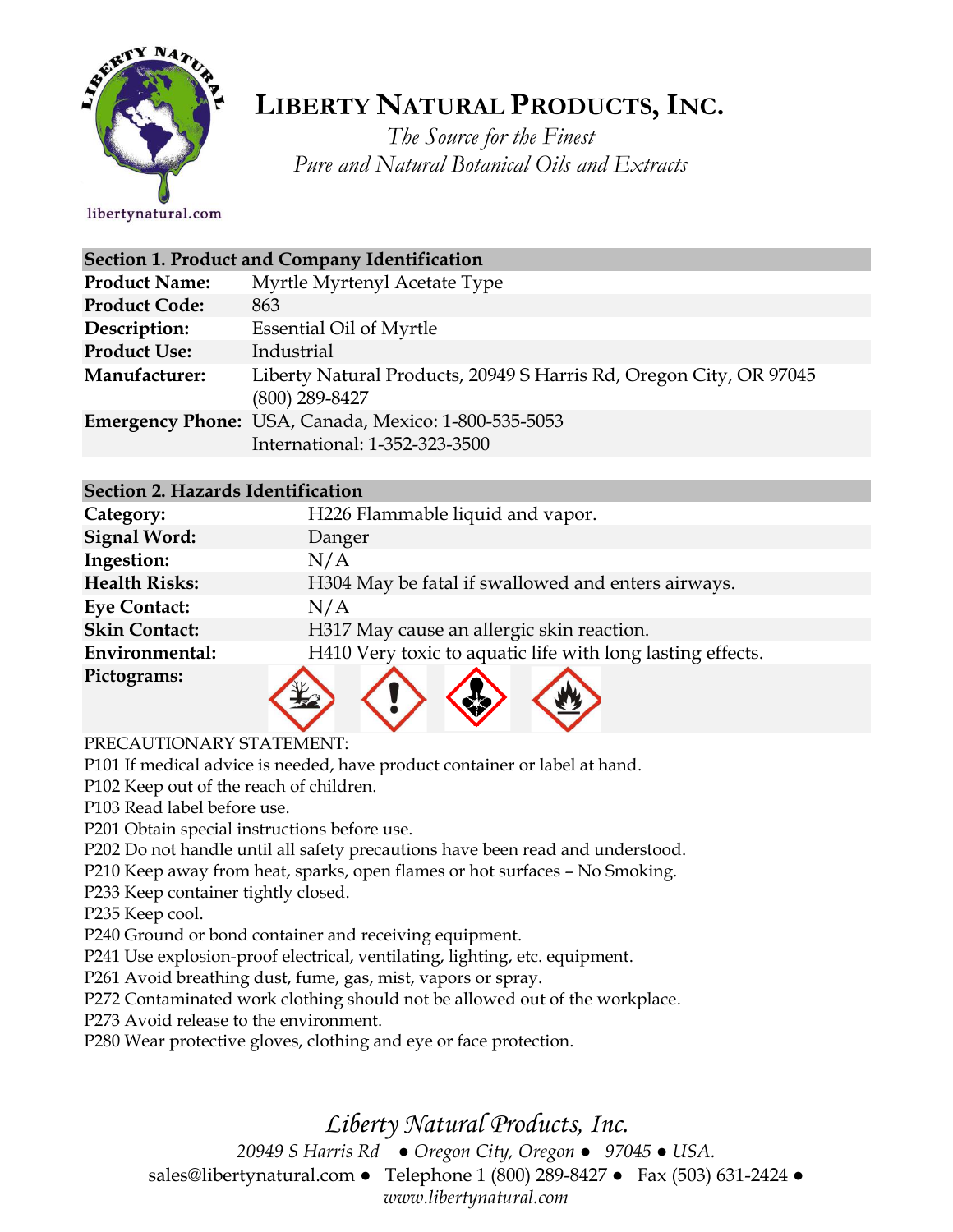# LIBERTY NATURAL PRODUCTS, INC.

*The Source for the Finest*
*Pure and Natural Botanical Oils and Extracts*

libertynatural.com

| Section 1. Product and Company Identification | |
|---|---|
| **Product Name:** | Myrtle Myrtenyl Acetate Type |
| **Product Code:** | 863 |
| **Description:** | Essential Oil of Myrtle |
| **Product Use:** | Industrial |
| **Manufacturer:** | Liberty Natural Products, 20949 S Harris Rd, Oregon City, OR 97045 (800) 289-8427 |
| **Emergency Phone:** | USA, Canada, Mexico: 1-800-535-5053 International: 1-352-323-3500 |

| Section 2. Hazards Identification | |
|---|---|
| **Category:** | H226 Flammable liquid and vapor. |
| **Signal Word:** | Danger |
| **Ingestion:** | N/A |
| **Health Risks:** | H304 May be fatal if swallowed and enters airways. |
| **Eye Contact:** | N/A |
| **Skin Contact:** | H317 May cause an allergic skin reaction. |
| **Environmental:** | H410 Very toxic to aquatic life with long lasting effects. |
| **Pictograms:** | |

PRECAUTIONARY STATEMENT:

P101 If medical advice is needed, have product container or label at hand.
P102 Keep out of the reach of children.
P103 Read label before use.
P201 Obtain special instructions before use.
P202 Do not handle until all safety precautions have been read and understood.
P210 Keep away from heat, sparks, open flames or hot surfaces – No Smoking.
P233 Keep container tightly closed.
P235 Keep cool.
P240 Ground or bond container and receiving equipment.
P241 Use explosion-proof electrical, ventilating, lighting, etc. equipment.
P261 Avoid breathing dust, fume, gas, mist, vapors or spray.
P272 Contaminated work clothing should not be allowed out of the workplace.
P273 Avoid release to the environment.
P280 Wear protective gloves, clothing and eye or face protection.

*Liberty Natural Products, Inc.*
*20949 S Harris Rd ● Oregon City, Oregon ● 97045 ● USA.*
sales@libertynatural.com ● Telephone 1 (800) 289-8427 ● Fax (503) 631-2424 ●
*www.libertynatural.com*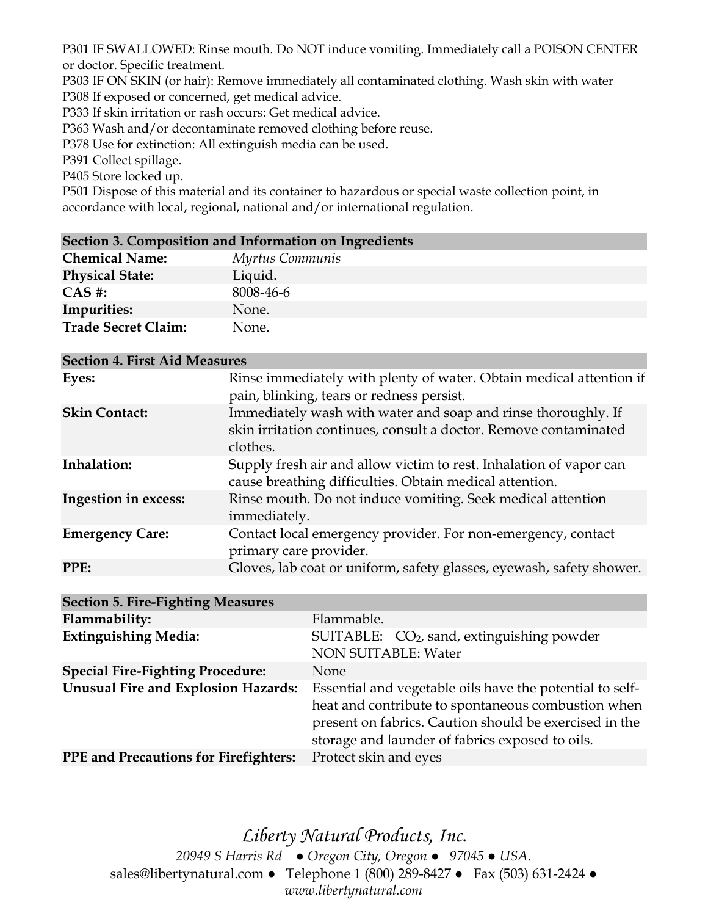P301 IF SWALLOWED: Rinse mouth. Do NOT induce vomiting. Immediately call a POISON CENTER or doctor. Specific treatment.
P303 IF ON SKIN (or hair): Remove immediately all contaminated clothing. Wash skin with water
P308 If exposed or concerned, get medical advice.
P333 If skin irritation or rash occurs: Get medical advice.
P363 Wash and/or decontaminate removed clothing before reuse.
P378 Use for extinction: All extinguish media can be used.
P391 Collect spillage.
P405 Store locked up.
P501 Dispose of this material and its container to hazardous or special waste collection point, in accordance with local, regional, national and/or international regulation.

| Section 3. Composition and Information on Ingredients | |
|---|---|
| **Chemical Name:** | *Myrtus Communis* |
| **Physical State:** | Liquid. |
| **CAS #:** | 8008-46-6 |
| **Impurities:** | None. |
| **Trade Secret Claim:** | None. |

| Section 4. First Aid Measures | |
|---|---|
| **Eyes:** | Rinse immediately with plenty of water. Obtain medical attention if pain, blinking, tears or redness persist. |
| **Skin Contact:** | Immediately wash with water and soap and rinse thoroughly. If skin irritation continues, consult a doctor. Remove contaminated clothes. |
| **Inhalation:** | Supply fresh air and allow victim to rest. Inhalation of vapor can cause breathing difficulties. Obtain medical attention. |
| **Ingestion in excess:** | Rinse mouth. Do not induce vomiting. Seek medical attention immediately. |
| **Emergency Care:** | Contact local emergency provider. For non-emergency, contact primary care provider. |
| **PPE:** | Gloves, lab coat or uniform, safety glasses, eyewash, safety shower. |

| Section 5. Fire-Fighting Measures | |
|---|---|
| **Flammability:** | Flammable. |
| **Extinguishing Media:** | SUITABLE: $CO_2$, sand, extinguishing powder<br>NON SUITABLE: Water |
| **Special Fire-Fighting Procedure:** | None |
| **Unusual Fire and Explosion Hazards:** | Essential and vegetable oils have the potential to self-heat and contribute to spontaneous combustion when present on fabrics. Caution should be exercised in the storage and launder of fabrics exposed to oils. |
| **PPE and Precautions for Firefighters:** | Protect skin and eyes |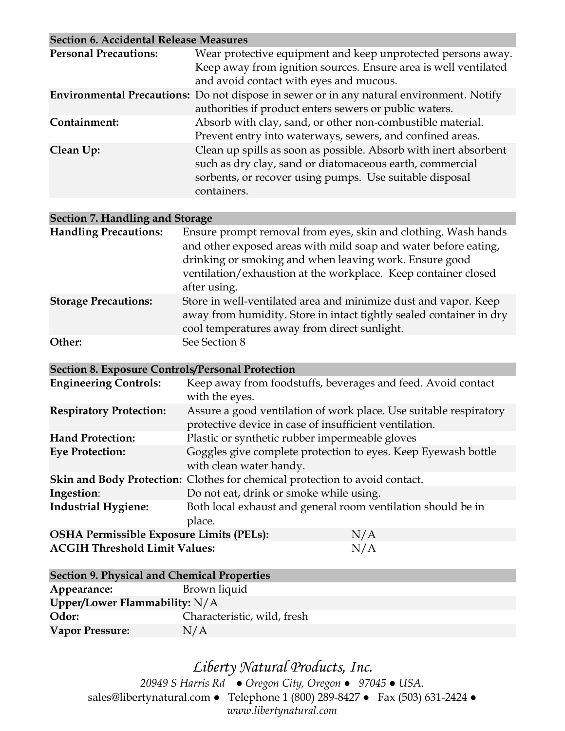| Section 6. Accidental Release Measures | |
| --- | --- |
| **Personal Precautions:** | Wear protective equipment and keep unprotected persons away. Keep away from ignition sources. Ensure area is well ventilated and avoid contact with eyes and mucous. |
| **Environmental Precautions:** | Do not dispose in sewer or in any natural environment. Notify authorities if product enters sewers or public waters. |
| **Containment:** | Absorb with clay, sand, or other non-combustible material. Prevent entry into waterways, sewers, and confined areas. |
| **Clean Up:** | Clean up spills as soon as possible. Absorb with inert absorbent such as dry clay, sand or diatomaceous earth, commercial sorbents, or recover using pumps. Use suitable disposal containers. |

| Section 7. Handling and Storage | |
| --- | --- |
| **Handling Precautions:** | Ensure prompt removal from eyes, skin and clothing. Wash hands and other exposed areas with mild soap and water before eating, drinking or smoking and when leaving work. Ensure good ventilation/exhaustion at the workplace. Keep container closed after using. |
| **Storage Precautions:** | Store in well-ventilated area and minimize dust and vapor. Keep away from humidity. Store in intact tightly sealed container in dry cool temperatures away from direct sunlight. |
| **Other:** | See Section 8 |

| Section 8. Exposure Controls/Personal Protection | |
| --- | --- |
| **Engineering Controls:** | Keep away from foodstuffs, beverages and feed. Avoid contact with the eyes. |
| **Respiratory Protection:** | Assure a good ventilation of work place. Use suitable respiratory protective device in case of insufficient ventilation. |
| **Hand Protection:** | Plastic or synthetic rubber impermeable gloves |
| **Eye Protection:** | Goggles give complete protection to eyes. Keep Eyewash bottle with clean water handy. |
| **Skin and Body Protection:** | Clothes for chemical protection to avoid contact. |
| **Ingestion**: | Do not eat, drink or smoke while using. |
| **Industrial Hygiene:** | Both local exhaust and general room ventilation should be in place. |
| **OSHA Permissible Exposure Limits (PELs):** | N/A |
| **ACGIH Threshold Limit Values:** | N/A |

| Section 9. Physical and Chemical Properties | |
| --- | --- |
| **Appearance:** | Brown liquid |
| **Upper/Lower Flammability:** | N/A |
| **Odor:** | Characteristic, wild, fresh |
| **Vapor Pressure:** | N/A |

*Liberty Natural Products, Inc.*

*20949 S Harris Rd ● Oregon City, Oregon ● 97045 ● USA.*

sales@libertynatural.com ● Telephone 1 (800) 289-8427 ● Fax (503) 631-2424 ●

*www.libertynatural.com*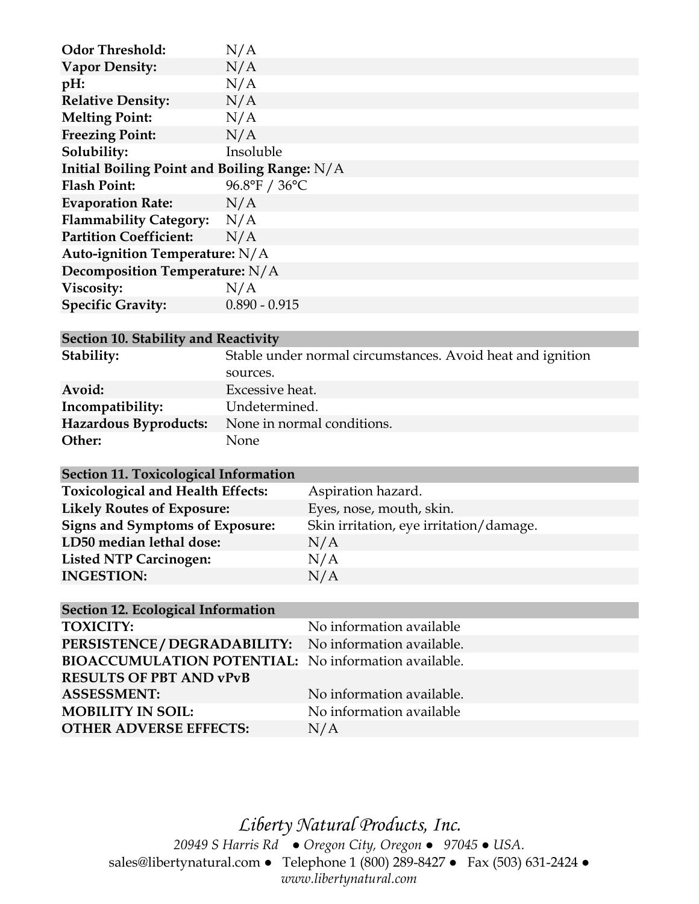| | |
|---|---|
| **Odor Threshold:** | N/A |
| **Vapor Density:** | N/A |
| **pH:** | N/A |
| **Relative Density:** | N/A |
| **Melting Point:** | N/A |
| **Freezing Point:** | N/A |
| **Solubility:** | Insoluble |
| **Initial Boiling Point and Boiling Range:** | N/A |
| **Flash Point:** | 96.8°F / 36°C |
| **Evaporation Rate:** | N/A |
| **Flammability Category:** | N/A |
| **Partition Coefficient:** | N/A |
| **Auto-ignition Temperature:** | N/A |
| **Decomposition Temperature:** | N/A |
| **Viscosity:** | N/A |
| **Specific Gravity:** | 0.890 - 0.915 |

## Section 10. Stability and Reactivity

| | |
|---|---|
| **Stability:** | Stable under normal circumstances. Avoid heat and ignition sources. |
| **Avoid:** | Excessive heat. |
| **Incompatibility:** | Undetermined. |
| **Hazardous Byproducts:** | None in normal conditions. |
| **Other:** | None |

## Section 11. Toxicological Information

| | |
|---|---|
| **Toxicological and Health Effects:** | Aspiration hazard. |
| **Likely Routes of Exposure:** | Eyes, nose, mouth, skin. |
| **Signs and Symptoms of Exposure:** | Skin irritation, eye irritation/damage. |
| **LD50 median lethal dose:** | N/A |
| **Listed NTP Carcinogen:** | N/A |
| **INGESTION:** | N/A |

## Section 12. Ecological Information

| | |
|---|---|
| **TOXICITY:** | No information available |
| **PERSISTENCE / DEGRADABILITY:** | No information available. |
| **BIOACCUMULATION POTENTIAL:** | No information available. |
| **RESULTS OF PBT AND vPvB ASSESSMENT:** | No information available. |
| **MOBILITY IN SOIL:** | No information available |
| **OTHER ADVERSE EFFECTS:** | N/A |

*Liberty Natural Products, Inc.*
*20949 S Harris Rd ● Oregon City, Oregon ● 97045 ● USA.*
sales@libertynatural.com ● Telephone 1 (800) 289-8427 ● Fax (503) 631-2424 ●
*www.libertynatural.com*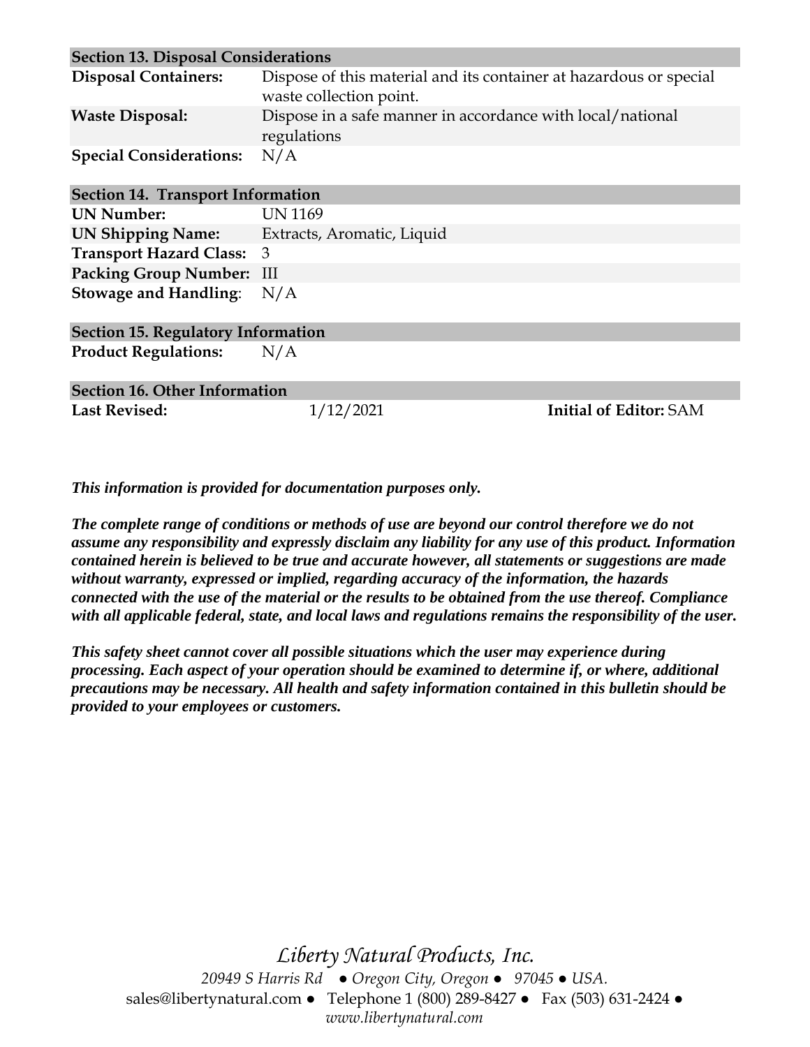## Section 13. Disposal Considerations

| | |
|---|---|
| **Disposal Containers:** | Dispose of this material and its container at hazardous or special waste collection point. |
| **Waste Disposal:** | Dispose in a safe manner in accordance with local/national regulations |
| **Special Considerations:** | N/A |

## Section 14. Transport Information

| | |
|---|---|
| **UN Number:** | UN 1169 |
| **UN Shipping Name:** | Extracts, Aromatic, Liquid |
| **Transport Hazard Class:** | 3 |
| **Packing Group Number:** | III |
| **Stowage and Handling**: | N/A |

## Section 15. Regulatory Information

| | |
|---|---|
| **Product Regulations:** | N/A |

## Section 16. Other Information

| | | |
|---|---|---|
| **Last Revised:** | 1/12/2021 | **Initial of Editor:** SAM |

***This information is provided for documentation purposes only.***

***The complete range of conditions or methods of use are beyond our control therefore we do not assume any responsibility and expressly disclaim any liability for any use of this product. Information contained herein is believed to be true and accurate however, all statements or suggestions are made without warranty, expressed or implied, regarding accuracy of the information, the hazards connected with the use of the material or the results to be obtained from the use thereof. Compliance with all applicable federal, state, and local laws and regulations remains the responsibility of the user.***

***This safety sheet cannot cover all possible situations which the user may experience during processing. Each aspect of your operation should be examined to determine if, or where, additional precautions may be necessary. All health and safety information contained in this bulletin should be provided to your employees or customers.***

*Liberty Natural Products, Inc.*
*20949 S Harris Rd ● Oregon City, Oregon ● 97045 ● USA.*
sales@libertynatural.com ● Telephone 1 (800) 289-8427 ● Fax (503) 631-2424 ●
*www.libertynatural.com*